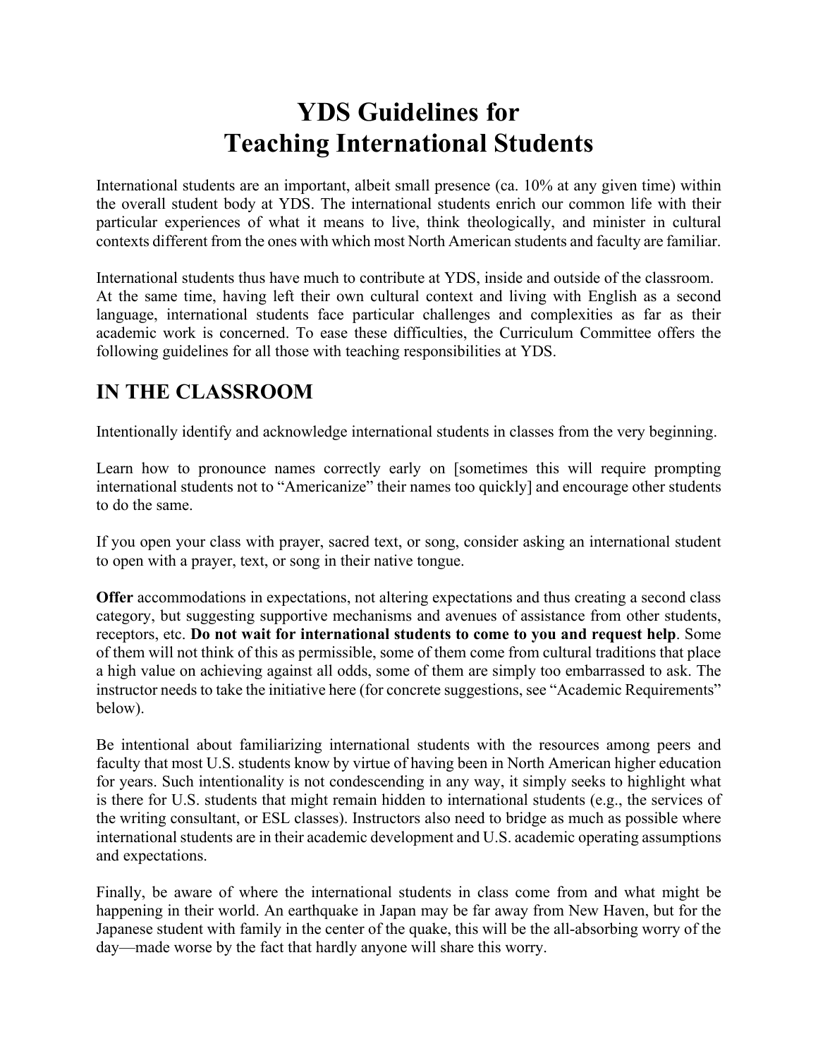# YDS Guidelines for Teaching International Students

International students are an important, albeit small presence (ca. 10% at any given time) within the overall student body at YDS. The international students enrich our common life with their particular experiences of what it means to live, think theologically, and minister in cultural contexts different from the ones with which most North American students and faculty are familiar.

International students thus have much to contribute at YDS, inside and outside of the classroom. At the same time, having left their own cultural context and living with English as a second language, international students face particular challenges and complexities as far as their academic work is concerned. To ease these difficulties, the Curriculum Committee offers the following guidelines for all those with teaching responsibilities at YDS.

## IN THE CLASSROOM

Intentionally identify and acknowledge international students in classes from the very beginning.

Learn how to pronounce names correctly early on [sometimes this will require prompting international students not to "Americanize" their names too quickly] and encourage other students to do the same.

If you open your class with prayer, sacred text, or song, consider asking an international student to open with a prayer, text, or song in their native tongue.

**Offer** accommodations in expectations, not altering expectations and thus creating a second class category, but suggesting supportive mechanisms and avenues of assistance from other students, receptors, etc. **Do not wait for international students to come to you and request help**. Some of them will not think of this as permissible, some of them come from cultural traditions that place a high value on achieving against all odds, some of them are simply too embarrassed to ask. The instructor needs to take the initiative here (for concrete suggestions, see "Academic Requirements" below).

Be intentional about familiarizing international students with the resources among peers and faculty that most U.S. students know by virtue of having been in North American higher education for years. Such intentionality is not condescending in any way, it simply seeks to highlight what is there for U.S. students that might remain hidden to international students (e.g., the services of the writing consultant, or ESL classes). Instructors also need to bridge as much as possible where international students are in their academic development and U.S. academic operating assumptions and expectations.

Finally, be aware of where the international students in class come from and what might be happening in their world. An earthquake in Japan may be far away from New Haven, but for the Japanese student with family in the center of the quake, this will be the all-absorbing worry of the day—made worse by the fact that hardly anyone will share this worry.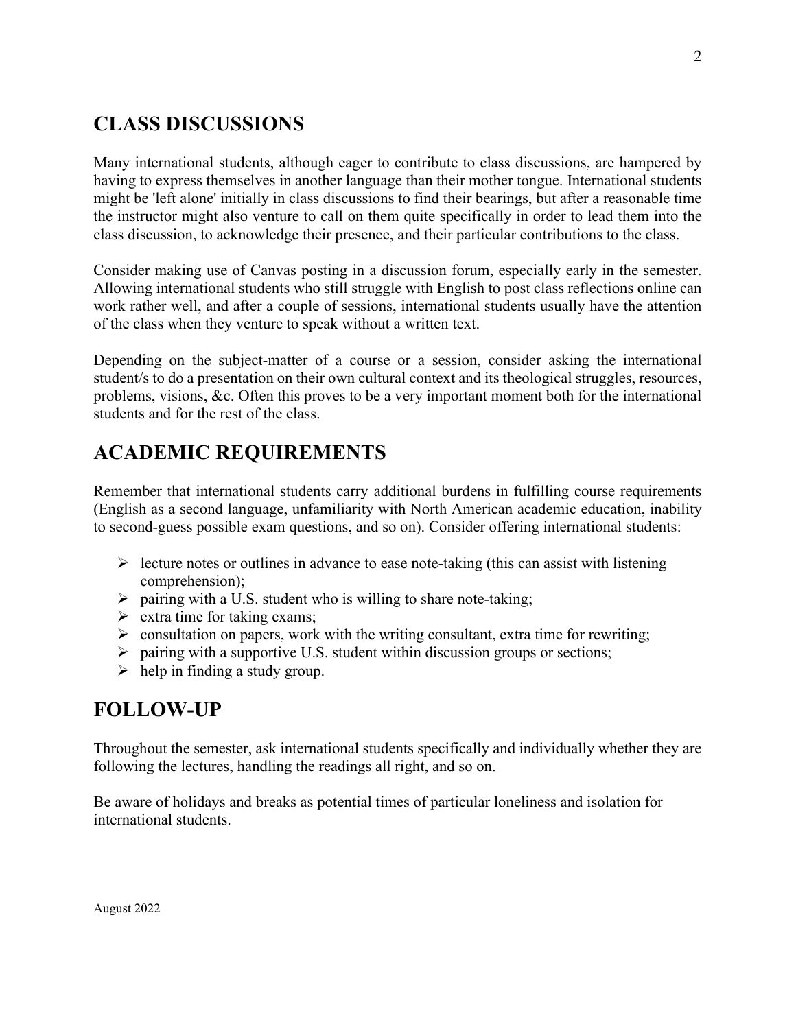## CLASS DISCUSSIONS

Many international students, although eager to contribute to class discussions, are hampered by having to express themselves in another language than their mother tongue. International students might be 'left alone' initially in class discussions to find their bearings, but after a reasonable time the instructor might also venture to call on them quite specifically in order to lead them into the class discussion, to acknowledge their presence, and their particular contributions to the class.

Consider making use of Canvas posting in a discussion forum, especially early in the semester. Allowing international students who still struggle with English to post class reflections online can work rather well, and after a couple of sessions, international students usually have the attention of the class when they venture to speak without a written text.

Depending on the subject-matter of a course or a session, consider asking the international student/s to do a presentation on their own cultural context and its theological struggles, resources, problems, visions, &c. Often this proves to be a very important moment both for the international students and for the rest of the class.

## ACADEMIC REQUIREMENTS

Remember that international students carry additional burdens in fulfilling course requirements (English as a second language, unfamiliarity with North American academic education, inability to second-guess possible exam questions, and so on). Consider offering international students:

- lecture notes or outlines in advance to ease note-taking (this can assist with listening comprehension);
- pairing with a U.S. student who is willing to share note-taking;
- extra time for taking exams;
- consultation on papers, work with the writing consultant, extra time for rewriting;
- pairing with a supportive U.S. student within discussion groups or sections;
- help in finding a study group.

## FOLLOW-UP

Throughout the semester, ask international students specifically and individually whether they are following the lectures, handling the readings all right, and so on.

Be aware of holidays and breaks as potential times of particular loneliness and isolation for international students.

August 2022